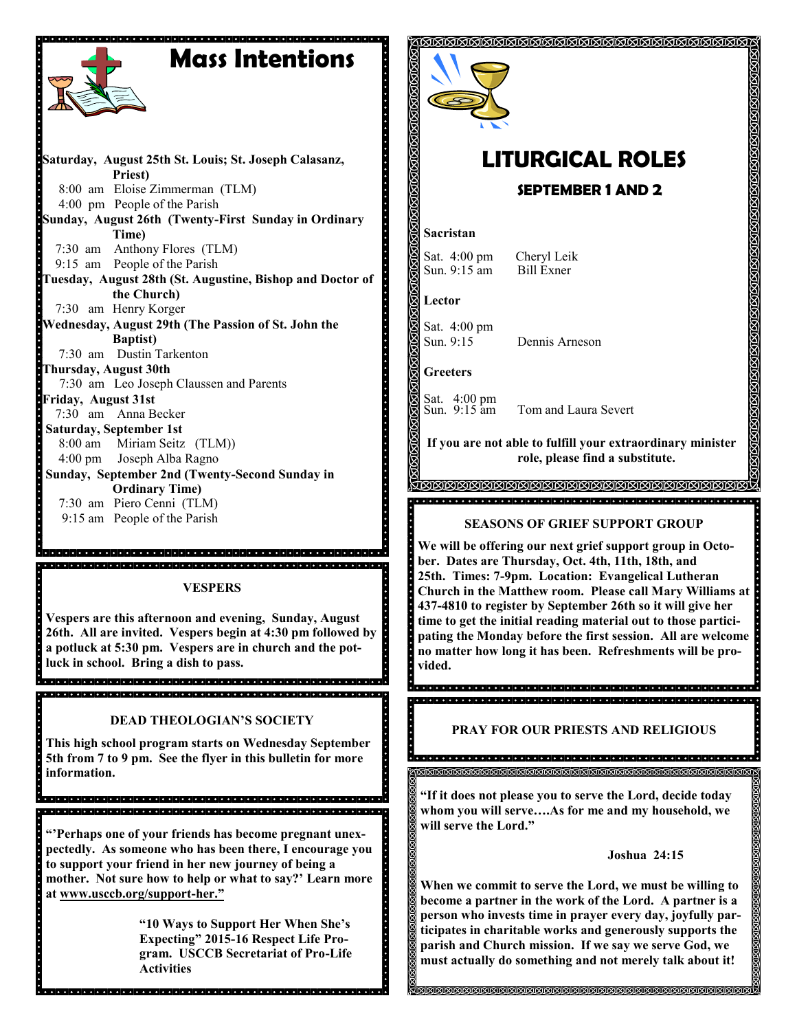# Mass Intentions

**Saturday, August 25th St. Louis; St. Joseph Calasanz, Priest)**
8:00 am Eloise Zimmerman (TLM)
4:00 pm People of the Parish

**Sunday, August 26th (Twenty-First Sunday in Ordinary Time)**
7:30 am Anthony Flores (TLM)
9:15 am People of the Parish

**Tuesday, August 28th (St. Augustine, Bishop and Doctor of the Church)**
7:30 am Henry Korger

**Wednesday, August 29th (The Passion of St. John the Baptist)**
7:30 am Dustin Tarkenton

**Thursday, August 30th**
7:30 am Leo Joseph Claussen and Parents

**Friday, August 31st**
7:30 am Anna Becker

**Saturday, September 1st**
8:00 am Miriam Seitz (TLM))
4:00 pm Joseph Alba Ragno

**Sunday, September 2nd (Twenty-Second Sunday in Ordinary Time)**
7:30 am Piero Cenni (TLM)
9:15 am People of the Parish

## VESPERS

**Vespers are this afternoon and evening, Sunday, August 26th. All are invited. Vespers begin at 4:30 pm followed by a potluck at 5:30 pm. Vespers are in church and the potluck in school. Bring a dish to pass.**

## DEAD THEOLOGIAN'S SOCIETY

**This high school program starts on Wednesday September 5th from 7 to 9 pm. See the flyer in this bulletin for more information.**

**"'Perhaps one of your friends has become pregnant unexpectedly. As someone who has been there, I encourage you to support your friend in her new journey of being a mother. Not sure how to help or what to say?' Learn more at www.usccb.org/support-her."**

**"10 Ways to Support Her When She's Expecting" 2015-16 Respect Life Program. USCCB Secretariat of Pro-Life Activities**

# LITURGICAL ROLES

## SEPTEMBER 1 AND 2

**Sacristan**

Sat. 4:00 pm Cheryl Leik
Sun. 9:15 am Bill Exner

**Lector**

Sat. 4:00 pm
Sun. 9:15 Dennis Arneson

**Greeters**

Sat. 4:00 pm
Sun. 9:15 am Tom and Laura Severt

**If you are not able to fulfill your extraordinary minister role, please find a substitute.**

## SEASONS OF GRIEF SUPPORT GROUP

**We will be offering our next grief support group in October. Dates are Thursday, Oct. 4th, 11th, 18th, and 25th. Times: 7-9pm. Location: Evangelical Lutheran Church in the Matthew room. Please call Mary Williams at 437-4810 to register by September 26th so it will give her time to get the initial reading material out to those participating the Monday before the first session. All are welcome no matter how long it has been. Refreshments will be provided.**

## PRAY FOR OUR PRIESTS AND RELIGIOUS

**"If it does not please you to serve the Lord, decide today whom you will serve….As for me and my household, we will serve the Lord."**

**Joshua 24:15**

**When we commit to serve the Lord, we must be willing to become a partner in the work of the Lord. A partner is a person who invests time in prayer every day, joyfully participates in charitable works and generously supports the parish and Church mission. If we say we serve God, we must actually do something and not merely talk about it!**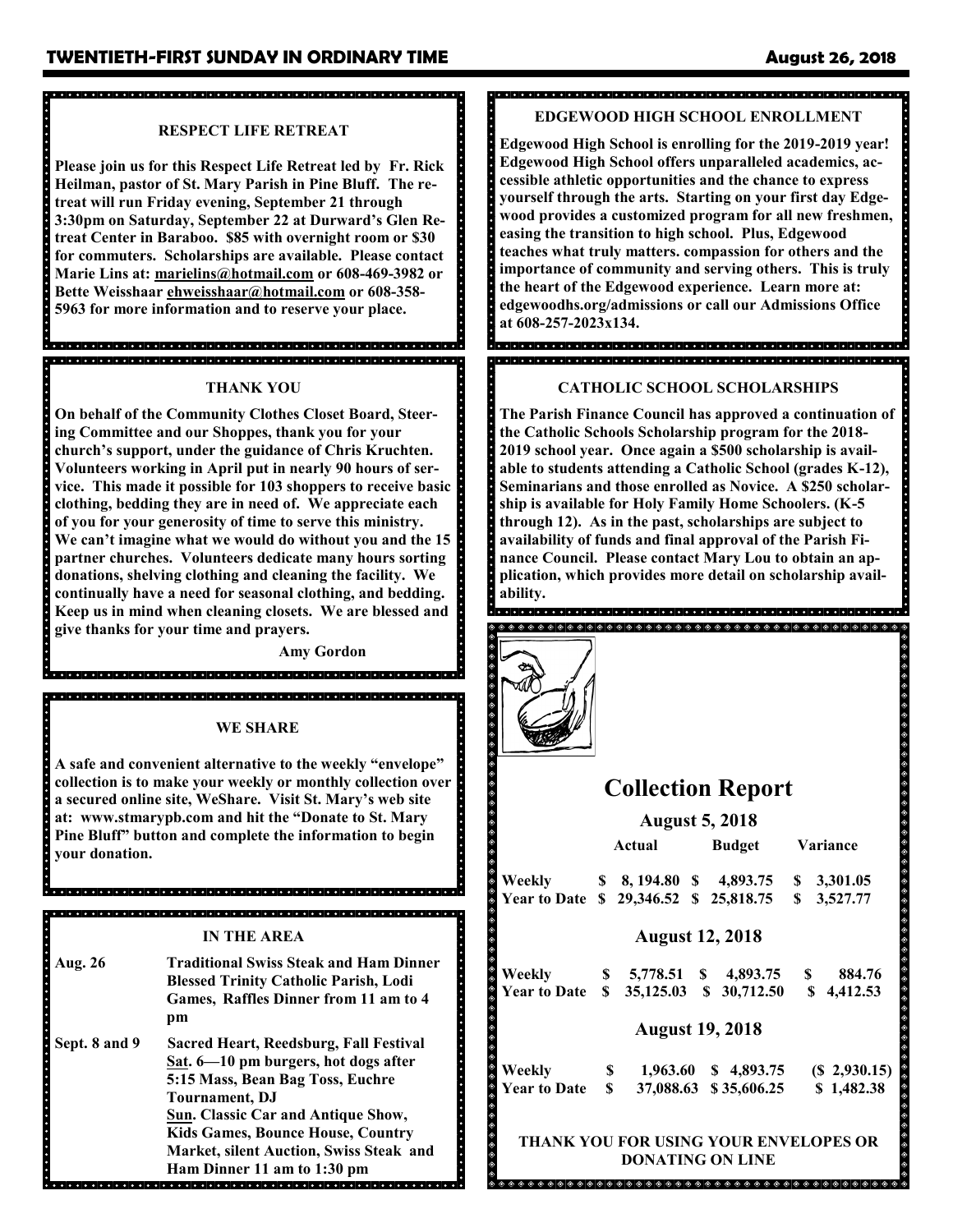### RESPECT LIFE RETREAT

**Please join us for this Respect Life Retreat led by Fr. Rick Heilman, pastor of St. Mary Parish in Pine Bluff. The retreat will run Friday evening, September 21 through 3:30pm on Saturday, September 22 at Durward's Glen Retreat Center in Baraboo. $85 with overnight room or $30 for commuters. Scholarships are available. Please contact Marie Lins at: marielins@hotmail.com or 608-469-3982 or Bette Weisshaar ehweisshaar@hotmail.com or 608-358-5963 for more information and to reserve your place.**

### THANK YOU

**On behalf of the Community Clothes Closet Board, Steering Committee and our Shoppes, thank you for your church's support, under the guidance of Chris Kruchten. Volunteers working in April put in nearly 90 hours of service. This made it possible for 103 shoppers to receive basic clothing, bedding they are in need of. We appreciate each of you for your generosity of time to serve this ministry. We can't imagine what we would do without you and the 15 partner churches. Volunteers dedicate many hours sorting donations, shelving clothing and cleaning the facility. We continually have a need for seasonal clothing, and bedding. Keep us in mind when cleaning closets. We are blessed and give thanks for your time and prayers.**

**Amy Gordon**

### WE SHARE

**A safe and convenient alternative to the weekly "envelope" collection is to make your weekly or monthly collection over a secured online site, WeShare. Visit St. Mary's web site at: www.stmarypb.com and hit the "Donate to St. Mary Pine Bluff" button and complete the information to begin your donation.**

### IN THE AREA

| | |
|---|---|
| **Aug. 26** | **Traditional Swiss Steak and Ham Dinner Blessed Trinity Catholic Parish, Lodi Games, Raffles Dinner from 11 am to 4 pm** |
| **Sept. 8 and 9** | **Sacred Heart, Reedsburg, Fall Festival** **Sat. 6—10 pm burgers, hot dogs after 5:15 Mass, Bean Bag Toss, Euchre Tournament, DJ** **Sun. Classic Car and Antique Show, Kids Games, Bounce House, Country Market, silent Auction, Swiss Steak and Ham Dinner 11 am to 1:30 pm** |

### EDGEWOOD HIGH SCHOOL ENROLLMENT

**Edgewood High School is enrolling for the 2019-2019 year! Edgewood High School offers unparalleled academics, accessible athletic opportunities and the chance to express yourself through the arts. Starting on your first day Edgewood provides a customized program for all new freshmen, easing the transition to high school. Plus, Edgewood teaches what truly matters. compassion for others and the importance of community and serving others. This is truly the heart of the Edgewood experience. Learn more at: edgewoodhs.org/admissions or call our Admissions Office at 608-257-2023x134.**

### CATHOLIC SCHOOL SCHOLARSHIPS

**The Parish Finance Council has approved a continuation of the Catholic Schools Scholarship program for the 2018-2019 school year. Once again a $500 scholarship is available to students attending a Catholic School (grades K-12), Seminarians and those enrolled as Novice. A $250 scholarship is available for Holy Family Home Schoolers. (K-5 through 12). As in the past, scholarships are subject to availability of funds and final approval of the Parish Finance Council. Please contact Mary Lou to obtain an application, which provides more detail on scholarship availability.**

## Collection Report

**August 5, 2018**

| | Actual | Budget | Variance |
|---|---|---|---|
| Weekly | $ 8, 194.80 | $ 4,893.75 | $ 3,301.05 |
| Year to Date | $ 29,346.52 | $ 25,818.75 | $ 3,527.77 |

**August 12, 2018**

| | Actual | Budget | Variance |
|---|---|---|---|
| Weekly | $ 5,778.51 | $ 4,893.75 | $ 884.76 |
| Year to Date | $ 35,125.03 | $ 30,712.50 | $ 4,412.53 |

**August 19, 2018**

| | Actual | Budget | Variance |
|---|---|---|---|
| Weekly | $ 1,963.60 | $ 4,893.75 | ($ 2,930.15) |
| Year to Date | $ 37,088.63 | $ 35,606.25 | $ 1,482.38 |

**THANK YOU FOR USING YOUR ENVELOPES OR DONATING ON LINE**